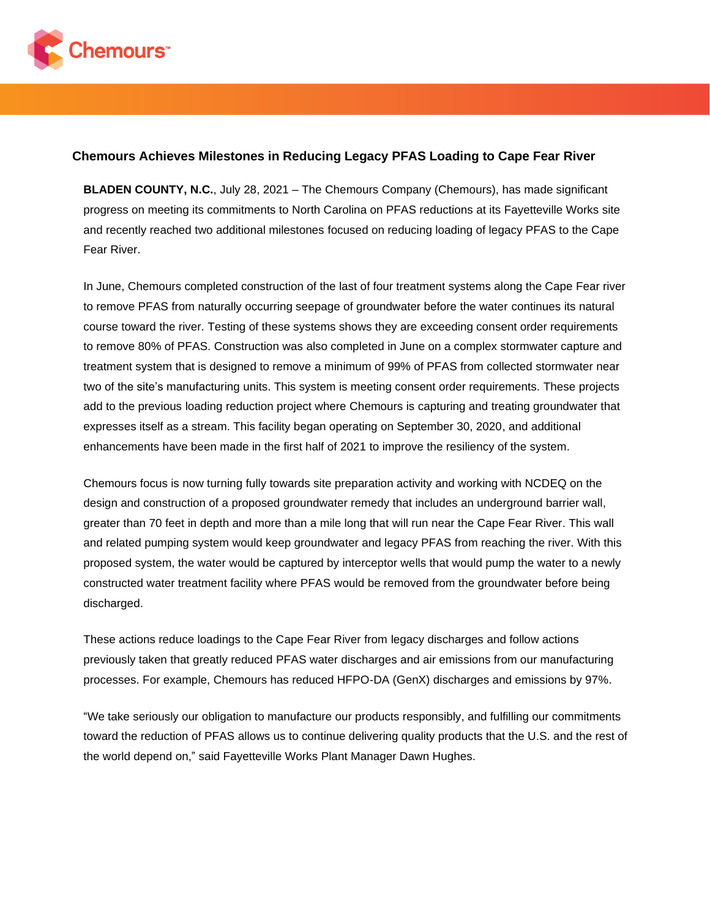# Chemours Achieves Milestones in Reducing Legacy PFAS Loading to Cape Fear River

**BLADEN COUNTY, N.C.**, July 28, 2021 – The Chemours Company (Chemours), has made significant progress on meeting its commitments to North Carolina on PFAS reductions at its Fayetteville Works site and recently reached two additional milestones focused on reducing loading of legacy PFAS to the Cape Fear River.

In June, Chemours completed construction of the last of four treatment systems along the Cape Fear river to remove PFAS from naturally occurring seepage of groundwater before the water continues its natural course toward the river. Testing of these systems shows they are exceeding consent order requirements to remove 80% of PFAS. Construction was also completed in June on a complex stormwater capture and treatment system that is designed to remove a minimum of 99% of PFAS from collected stormwater near two of the site's manufacturing units. This system is meeting consent order requirements. These projects add to the previous loading reduction project where Chemours is capturing and treating groundwater that expresses itself as a stream. This facility began operating on September 30, 2020, and additional enhancements have been made in the first half of 2021 to improve the resiliency of the system.

Chemours focus is now turning fully towards site preparation activity and working with NCDEQ on the design and construction of a proposed groundwater remedy that includes an underground barrier wall, greater than 70 feet in depth and more than a mile long that will run near the Cape Fear River. This wall and related pumping system would keep groundwater and legacy PFAS from reaching the river. With this proposed system, the water would be captured by interceptor wells that would pump the water to a newly constructed water treatment facility where PFAS would be removed from the groundwater before being discharged.

These actions reduce loadings to the Cape Fear River from legacy discharges and follow actions previously taken that greatly reduced PFAS water discharges and air emissions from our manufacturing processes. For example, Chemours has reduced HFPO-DA (GenX) discharges and emissions by 97%.

"We take seriously our obligation to manufacture our products responsibly, and fulfilling our commitments toward the reduction of PFAS allows us to continue delivering quality products that the U.S. and the rest of the world depend on," said Fayetteville Works Plant Manager Dawn Hughes.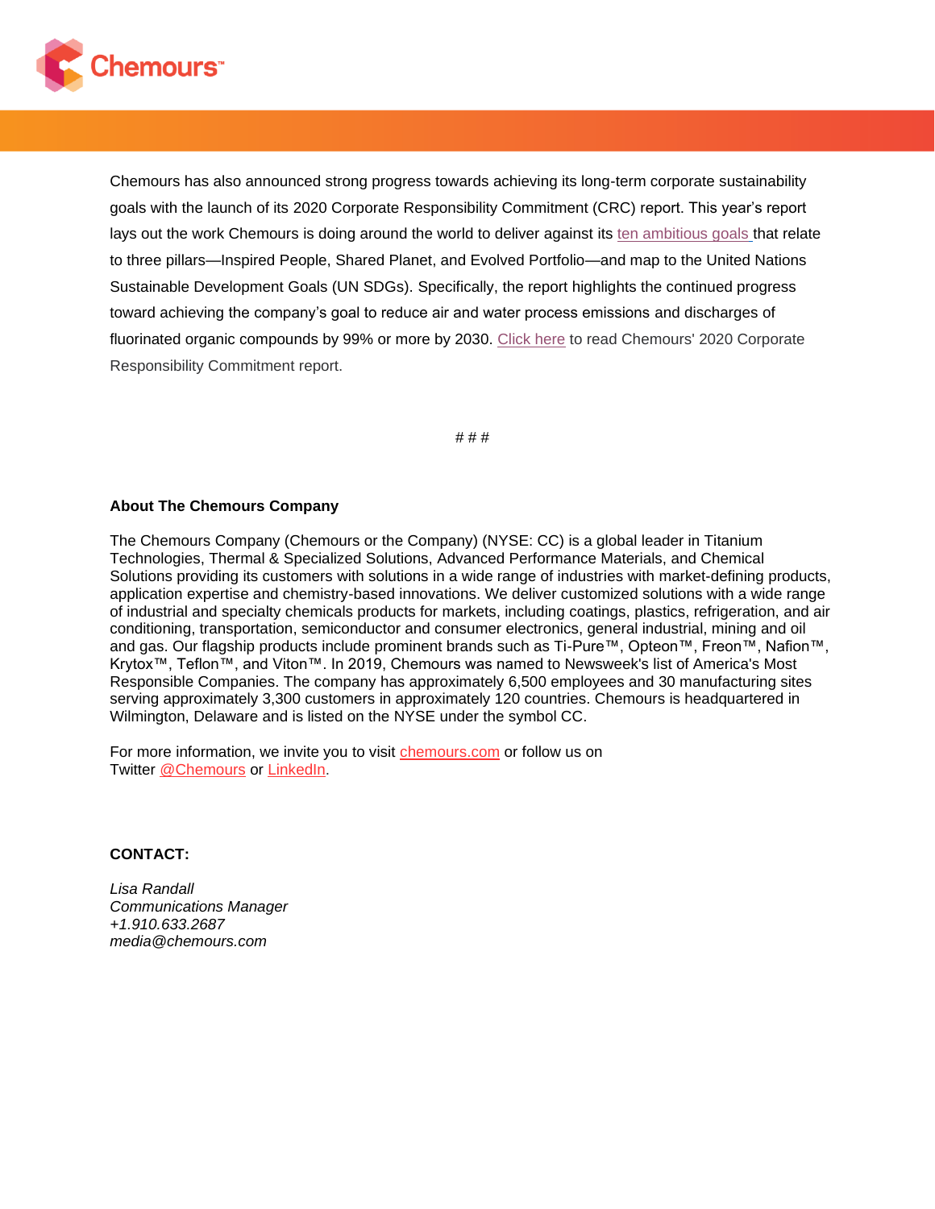Chemours has also announced strong progress towards achieving its long-term corporate sustainability goals with the launch of its 2020 Corporate Responsibility Commitment (CRC) report. This year's report lays out the work Chemours is doing around the world to deliver against its ten ambitious goals that relate to three pillars—Inspired People, Shared Planet, and Evolved Portfolio—and map to the United Nations Sustainable Development Goals (UN SDGs). Specifically, the report highlights the continued progress toward achieving the company's goal to reduce air and water process emissions and discharges of fluorinated organic compounds by 99% or more by 2030. Click here to read Chemours' 2020 Corporate Responsibility Commitment report.

# # #

**About The Chemours Company**

The Chemours Company (Chemours or the Company) (NYSE: CC) is a global leader in Titanium Technologies, Thermal & Specialized Solutions, Advanced Performance Materials, and Chemical Solutions providing its customers with solutions in a wide range of industries with market-defining products, application expertise and chemistry-based innovations. We deliver customized solutions with a wide range of industrial and specialty chemicals products for markets, including coatings, plastics, refrigeration, and air conditioning, transportation, semiconductor and consumer electronics, general industrial, mining and oil and gas. Our flagship products include prominent brands such as Ti-Pure™, Opteon™, Freon™, Nafion™, Krytox™, Teflon™, and Viton™. In 2019, Chemours was named to Newsweek's list of America's Most Responsible Companies. The company has approximately 6,500 employees and 30 manufacturing sites serving approximately 3,300 customers in approximately 120 countries. Chemours is headquartered in Wilmington, Delaware and is listed on the NYSE under the symbol CC.

For more information, we invite you to visit chemours.com or follow us on Twitter @Chemours or LinkedIn.

**CONTACT:**

*Lisa Randall*
*Communications Manager*
*+1.910.633.2687*
*media@chemours.com*